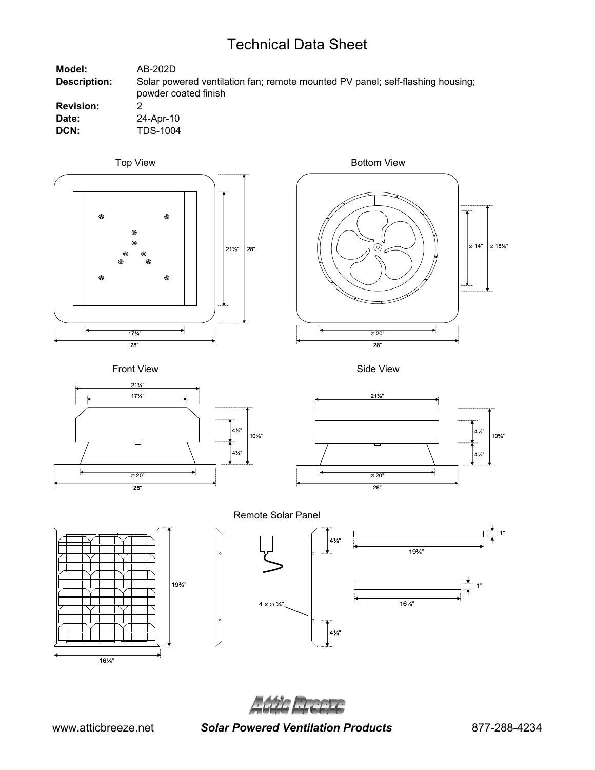# Technical Data Sheet

| | |
|---|---|
| **Model:** | AB-202D |
| **Description:** | Solar powered ventilation fan; remote mounted PV panel; self-flashing housing; powder coated finish |
| **Revision:** | 2 |
| **Date:** | 24-Apr-10 |
| **DCN:** | TDS-1004 |

Top View

21½" 28"

17¼"

28"

Bottom View

⌀ 14" ⌀ 15½"

⌀ 20"

28"

Front View

21½"

17¼"

4¼" 10¾"

4¼"

⌀ 20"

28"

Side View

21½"

4¼" 10¾"

4¼"

⌀ 20"

28"

Remote Solar Panel

19¾"

16¼"

4¼"

4 x ⌀ ¼"

4¼"

1"

19¾"

1"

16¼"

Attic Breeze

www.atticbreeze.net *Solar Powered Ventilation Products* 877-288-4234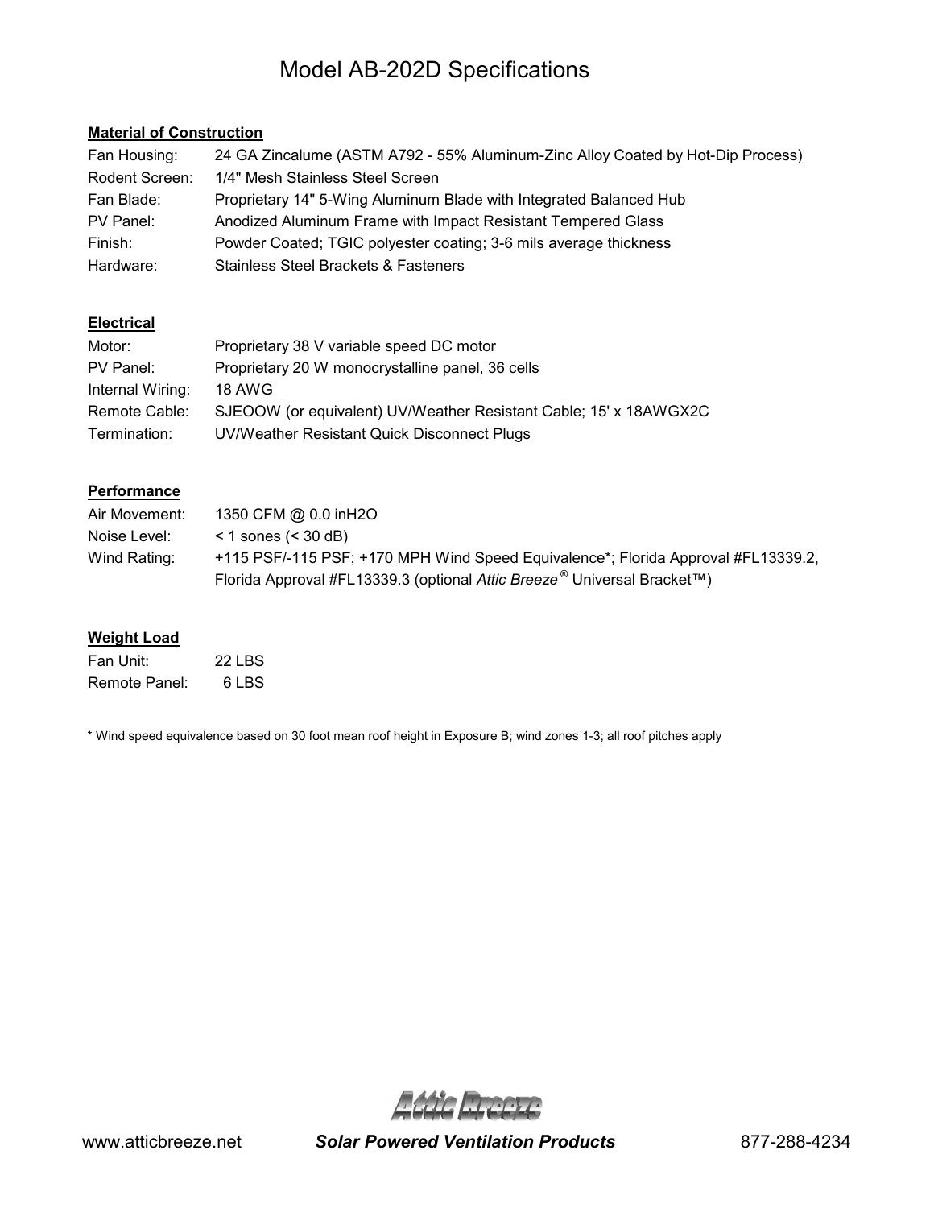# Model AB-202D Specifications

**Material of Construction**

| | |
|---|---|
| Fan Housing: | 24 GA Zincalume (ASTM A792 - 55% Aluminum-Zinc Alloy Coated by Hot-Dip Process) |
| Rodent Screen: | 1/4" Mesh Stainless Steel Screen |
| Fan Blade: | Proprietary 14" 5-Wing Aluminum Blade with Integrated Balanced Hub |
| PV Panel: | Anodized Aluminum Frame with Impact Resistant Tempered Glass |
| Finish: | Powder Coated; TGIC polyester coating; 3-6 mils average thickness |
| Hardware: | Stainless Steel Brackets & Fasteners |

**Electrical**

| | |
|---|---|
| Motor: | Proprietary 38 V variable speed DC motor |
| PV Panel: | Proprietary 20 W monocrystalline panel, 36 cells |
| Internal Wiring: | 18 AWG |
| Remote Cable: | SJEOOW (or equivalent) UV/Weather Resistant Cable; 15' x 18AWGX2C |
| Termination: | UV/Weather Resistant Quick Disconnect Plugs |

**Performance**

| | |
|---|---|
| Air Movement: | 1350 CFM @ 0.0 inH2O |
| Noise Level: | < 1 sones (< 30 dB) |
| Wind Rating: | +115 PSF/-115 PSF; +170 MPH Wind Speed Equivalence*; Florida Approval #FL13339.2, Florida Approval #FL13339.3 (optional *Attic Breeze*® Universal Bracket™) |

**Weight Load**

| | |
|---|---|
| Fan Unit: | 22 LBS |
| Remote Panel: | 6 LBS |

\* Wind speed equivalence based on 30 foot mean roof height in Exposure B; wind zones 1-3; all roof pitches apply

Attic Breeze

www.atticbreeze.net **_Solar Powered Ventilation Products_** 877-288-4234